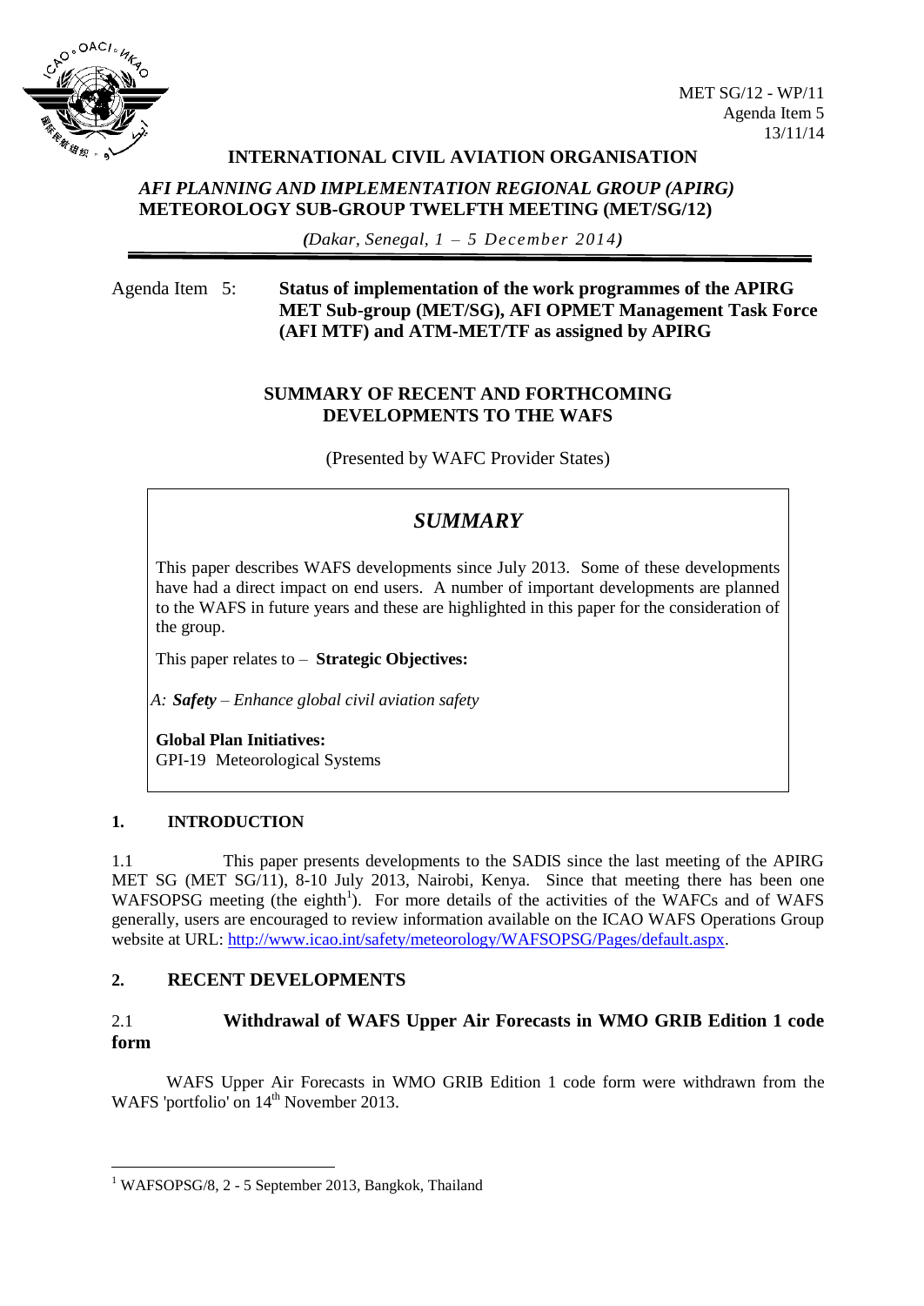MET SG/12 - WP/11
Agenda Item 5
13/11/14

**INTERNATIONAL CIVIL AVIATION ORGANISATION**

***AFI PLANNING AND IMPLEMENTATION REGIONAL GROUP (APIRG)***
**METEOROLOGY SUB-GROUP TWELFTH MEETING (MET/SG/12)**

*(Dakar, Senegal, 1 – 5 December 2014)*

Agenda Item 5: **Status of implementation of the work programmes of the APIRG MET Sub-group (MET/SG), AFI OPMET Management Task Force (AFI MTF) and ATM-MET/TF as assigned by APIRG**

## SUMMARY OF RECENT AND FORTHCOMING DEVELOPMENTS TO THE WAFS

(Presented by WAFC Provider States)

> ***SUMMARY***
>
> This paper describes WAFS developments since July 2013. Some of these developments have had a direct impact on end users. A number of important developments are planned to the WAFS in future years and these are highlighted in this paper for the consideration of the group.
>
> This paper relates to – **Strategic Objectives:**
>
> *A: **Safety** – Enhance global civil aviation safety*
>
> **Global Plan Initiatives:**
> GPI-19 Meteorological Systems

### 1. INTRODUCTION

1.1 This paper presents developments to the SADIS since the last meeting of the APIRG MET SG (MET SG/11), 8-10 July 2013, Nairobi, Kenya. Since that meeting there has been one WAFSOPSG meeting (the eighth[1]). For more details of the activities of the WAFCs and of WAFS generally, users are encouraged to review information available on the ICAO WAFS Operations Group website at URL: http://www.icao.int/safety/meteorology/WAFSOPSG/Pages/default.aspx.

### 2. RECENT DEVELOPMENTS

#### 2.1 Withdrawal of WAFS Upper Air Forecasts in WMO GRIB Edition 1 code form

WAFS Upper Air Forecasts in WMO GRIB Edition 1 code form were withdrawn from the WAFS 'portfolio' on 14th November 2013.

[1] WAFSOPSG/8, 2 - 5 September 2013, Bangkok, Thailand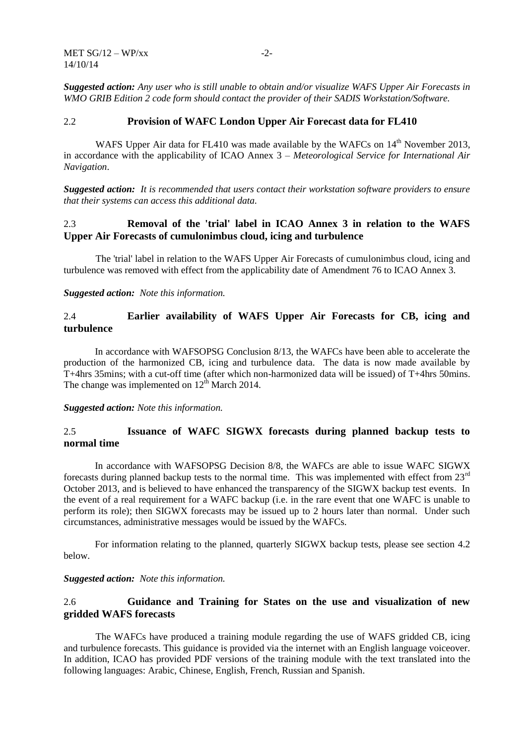*Suggested action: Any user who is still unable to obtain and/or visualize WAFS Upper Air Forecasts in WMO GRIB Edition 2 code form should contact the provider of their SADIS Workstation/Software.*

### 2.2 Provision of WAFC London Upper Air Forecast data for FL410

WAFS Upper Air data for FL410 was made available by the WAFCs on 14th November 2013, in accordance with the applicability of ICAO Annex 3 – *Meteorological Service for International Air Navigation*.

***Suggested action:*** *It is recommended that users contact their workstation software providers to ensure that their systems can access this additional data.*

### 2.3 Removal of the 'trial' label in ICAO Annex 3 in relation to the WAFS Upper Air Forecasts of cumulonimbus cloud, icing and turbulence

The 'trial' label in relation to the WAFS Upper Air Forecasts of cumulonimbus cloud, icing and turbulence was removed with effect from the applicability date of Amendment 76 to ICAO Annex 3.

***Suggested action:*** *Note this information.*

### 2.4 Earlier availability of WAFS Upper Air Forecasts for CB, icing and turbulence

In accordance with WAFSOPSG Conclusion 8/13, the WAFCs have been able to accelerate the production of the harmonized CB, icing and turbulence data. The data is now made available by T+4hrs 35mins; with a cut-off time (after which non-harmonized data will be issued) of T+4hrs 50mins. The change was implemented on 12th March 2014.

***Suggested action:*** *Note this information.*

### 2.5 Issuance of WAFC SIGWX forecasts during planned backup tests to normal time

In accordance with WAFSOPSG Decision 8/8, the WAFCs are able to issue WAFC SIGWX forecasts during planned backup tests to the normal time. This was implemented with effect from 23rd October 2013, and is believed to have enhanced the transparency of the SIGWX backup test events. In the event of a real requirement for a WAFC backup (i.e. in the rare event that one WAFC is unable to perform its role); then SIGWX forecasts may be issued up to 2 hours later than normal. Under such circumstances, administrative messages would be issued by the WAFCs.

For information relating to the planned, quarterly SIGWX backup tests, please see section 4.2 below.

***Suggested action:*** *Note this information.*

### 2.6 Guidance and Training for States on the use and visualization of new gridded WAFS forecasts

The WAFCs have produced a training module regarding the use of WAFS gridded CB, icing and turbulence forecasts. This guidance is provided via the internet with an English language voiceover. In addition, ICAO has provided PDF versions of the training module with the text translated into the following languages: Arabic, Chinese, English, French, Russian and Spanish.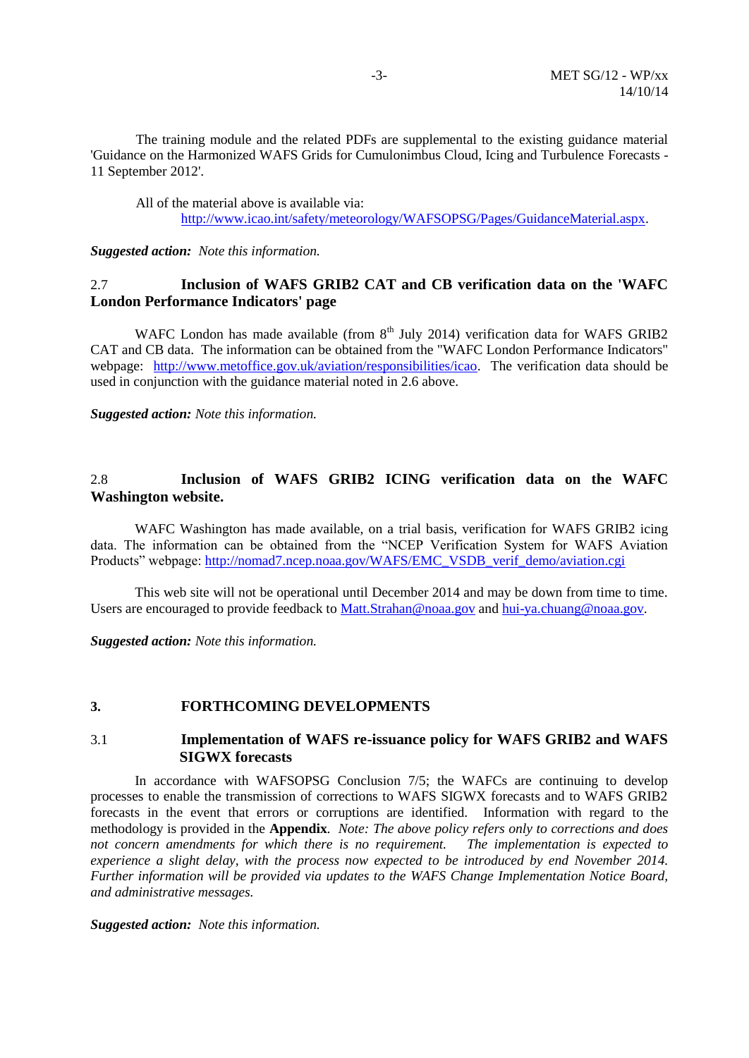The training module and the related PDFs are supplemental to the existing guidance material 'Guidance on the Harmonized WAFS Grids for Cumulonimbus Cloud, Icing and Turbulence Forecasts - 11 September 2012'.

All of the material above is available via: http://www.icao.int/safety/meteorology/WAFSOPSG/Pages/GuidanceMaterial.aspx.

***Suggested action:*** *Note this information.*

### 2.7 Inclusion of WAFS GRIB2 CAT and CB verification data on the 'WAFC London Performance Indicators' page

WAFC London has made available (from 8th July 2014) verification data for WAFS GRIB2 CAT and CB data. The information can be obtained from the "WAFC London Performance Indicators" webpage: http://www.metoffice.gov.uk/aviation/responsibilities/icao. The verification data should be used in conjunction with the guidance material noted in 2.6 above.

***Suggested action:*** *Note this information.*

### 2.8 Inclusion of WAFS GRIB2 ICING verification data on the WAFC Washington website.

WAFC Washington has made available, on a trial basis, verification for WAFS GRIB2 icing data. The information can be obtained from the "NCEP Verification System for WAFS Aviation Products" webpage: http://nomad7.ncep.noaa.gov/WAFS/EMC_VSDB_verif_demo/aviation.cgi

This web site will not be operational until December 2014 and may be down from time to time. Users are encouraged to provide feedback to Matt.Strahan@noaa.gov and hui-ya.chuang@noaa.gov.

***Suggested action:*** *Note this information.*

## 3. FORTHCOMING DEVELOPMENTS

### 3.1 Implementation of WAFS re-issuance policy for WAFS GRIB2 and WAFS SIGWX forecasts

In accordance with WAFSOPSG Conclusion 7/5; the WAFCs are continuing to develop processes to enable the transmission of corrections to WAFS SIGWX forecasts and to WAFS GRIB2 forecasts in the event that errors or corruptions are identified. Information with regard to the methodology is provided in the **Appendix**. *Note: The above policy refers only to corrections and does not concern amendments for which there is no requirement. The implementation is expected to experience a slight delay, with the process now expected to be introduced by end November 2014. Further information will be provided via updates to the WAFS Change Implementation Notice Board, and administrative messages.*

***Suggested action:*** *Note this information.*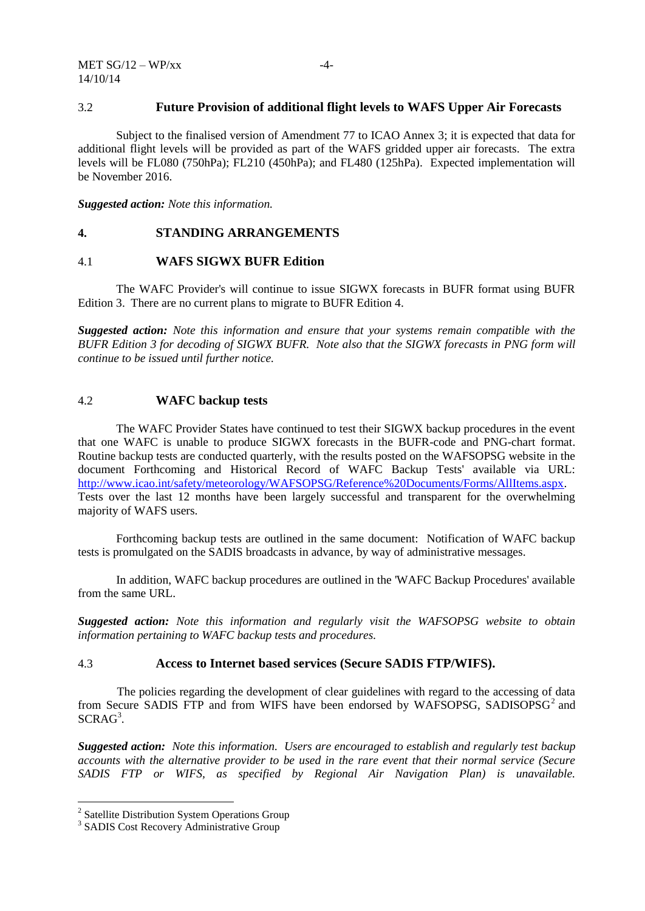### 3.2 Future Provision of additional flight levels to WAFS Upper Air Forecasts

Subject to the finalised version of Amendment 77 to ICAO Annex 3; it is expected that data for additional flight levels will be provided as part of the WAFS gridded upper air forecasts. The extra levels will be FL080 (750hPa); FL210 (450hPa); and FL480 (125hPa). Expected implementation will be November 2016.

***Suggested action:*** *Note this information.*

## 4. STANDING ARRANGEMENTS

### 4.1 WAFS SIGWX BUFR Edition

The WAFC Provider's will continue to issue SIGWX forecasts in BUFR format using BUFR Edition 3. There are no current plans to migrate to BUFR Edition 4.

***Suggested action:*** *Note this information and ensure that your systems remain compatible with the BUFR Edition 3 for decoding of SIGWX BUFR. Note also that the SIGWX forecasts in PNG form will continue to be issued until further notice.*

### 4.2 WAFC backup tests

The WAFC Provider States have continued to test their SIGWX backup procedures in the event that one WAFC is unable to produce SIGWX forecasts in the BUFR-code and PNG-chart format. Routine backup tests are conducted quarterly, with the results posted on the WAFSOPSG website in the document Forthcoming and Historical Record of WAFC Backup Tests' available via URL: http://www.icao.int/safety/meteorology/WAFSOPSG/Reference%20Documents/Forms/AllItems.aspx. Tests over the last 12 months have been largely successful and transparent for the overwhelming majority of WAFS users.

Forthcoming backup tests are outlined in the same document: Notification of WAFC backup tests is promulgated on the SADIS broadcasts in advance, by way of administrative messages.

In addition, WAFC backup procedures are outlined in the 'WAFC Backup Procedures' available from the same URL.

***Suggested action:*** *Note this information and regularly visit the WAFSOPSG website to obtain information pertaining to WAFC backup tests and procedures.*

### 4.3 Access to Internet based services (Secure SADIS FTP/WIFS).

The policies regarding the development of clear guidelines with regard to the accessing of data from Secure SADIS FTP and from WIFS have been endorsed by WAFSOPSG, SADISOPSG[2] and SCRAG[3].

***Suggested action:*** *Note this information. Users are encouraged to establish and regularly test backup accounts with the alternative provider to be used in the rare event that their normal service (Secure SADIS FTP or WIFS, as specified by Regional Air Navigation Plan) is unavailable.*

---

[2] Satellite Distribution System Operations Group

[3] SADIS Cost Recovery Administrative Group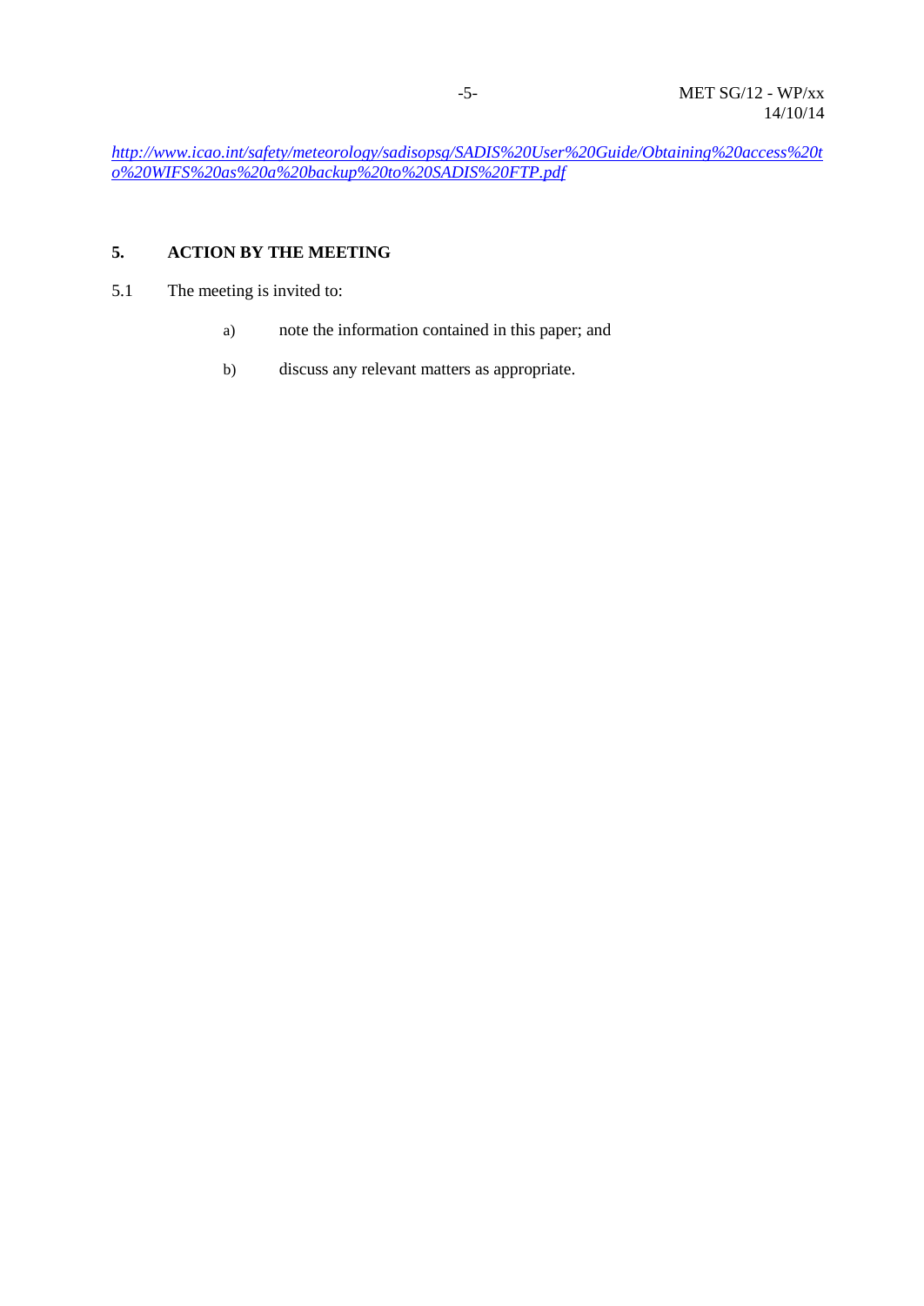*[http://www.icao.int/safety/meteorology/sadisopsg/SADIS%20User%20Guide/Obtaining%20access%20to%20WIFS%20as%20a%20backup%20to%20SADIS%20FTP.pdf](http://www.icao.int/safety/meteorology/sadisopsg/SADIS%20User%20Guide/Obtaining%20access%20to%20WIFS%20as%20a%20backup%20to%20SADIS%20FTP.pdf)*

## 5. ACTION BY THE MEETING

5.1 The meeting is invited to:

a) note the information contained in this paper; and

b) discuss any relevant matters as appropriate.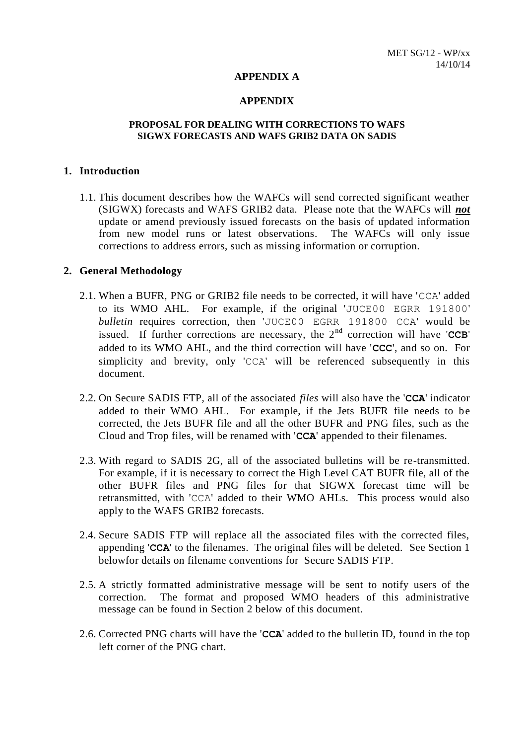**APPENDIX A**

**APPENDIX**

**PROPOSAL FOR DEALING WITH CORRECTIONS TO WAFS SIGWX FORECASTS AND WAFS GRIB2 DATA ON SADIS**

## 1. Introduction

1.1. This document describes how the WAFCs will send corrected significant weather (SIGWX) forecasts and WAFS GRIB2 data. Please note that the WAFCs will ***not*** update or amend previously issued forecasts on the basis of updated information from new model runs or latest observations. The WAFCs will only issue corrections to address errors, such as missing information or corruption.

## 2. General Methodology

2.1. When a BUFR, PNG or GRIB2 file needs to be corrected, it will have 'CCA' added to its WMO AHL. For example, if the original 'JUCE00 EGRR 191800' *bulletin* requires correction, then 'JUCE00 EGRR 191800 CCA' would be issued. If further corrections are necessary, the 2nd correction will have '**CCB**' added to its WMO AHL, and the third correction will have '**CCC**', and so on. For simplicity and brevity, only 'CCA' will be referenced subsequently in this document.

2.2. On Secure SADIS FTP, all of the associated *files* will also have the '**CCA**' indicator added to their WMO AHL. For example, if the Jets BUFR file needs to be corrected, the Jets BUFR file and all the other BUFR and PNG files, such as the Cloud and Trop files, will be renamed with '**CCA**' appended to their filenames.

2.3. With regard to SADIS 2G, all of the associated bulletins will be re-transmitted. For example, if it is necessary to correct the High Level CAT BUFR file, all of the other BUFR files and PNG files for that SIGWX forecast time will be retransmitted, with 'CCA' added to their WMO AHLs. This process would also apply to the WAFS GRIB2 forecasts.

2.4. Secure SADIS FTP will replace all the associated files with the corrected files, appending '**CCA**' to the filenames. The original files will be deleted. See Section 1 belowfor details on filename conventions for Secure SADIS FTP.

2.5. A strictly formatted administrative message will be sent to notify users of the correction. The format and proposed WMO headers of this administrative message can be found in Section 2 below of this document.

2.6. Corrected PNG charts will have the '**CCA**' added to the bulletin ID, found in the top left corner of the PNG chart.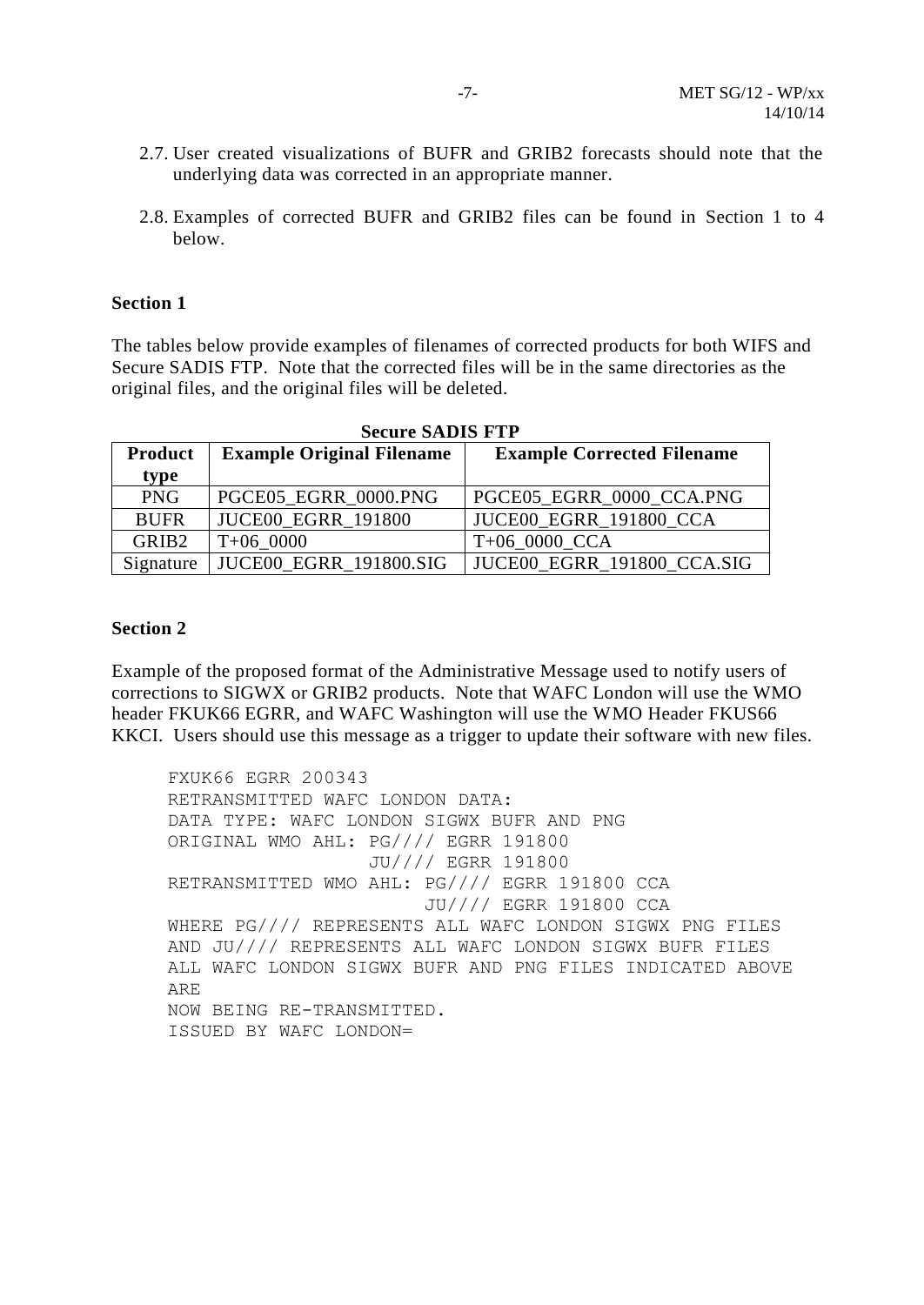2.7. User created visualizations of BUFR and GRIB2 forecasts should note that the underlying data was corrected in an appropriate manner.

2.8. Examples of corrected BUFR and GRIB2 files can be found in Section 1 to 4 below.

**Section 1**

The tables below provide examples of filenames of corrected products for both WIFS and Secure SADIS FTP. Note that the corrected files will be in the same directories as the original files, and the original files will be deleted.

**Secure SADIS FTP**

| Product type | Example Original Filename | Example Corrected Filename |
|---|---|---|
| PNG | PGCE05_EGRR_0000.PNG | PGCE05_EGRR_0000_CCA.PNG |
| BUFR | JUCE00_EGRR_191800 | JUCE00_EGRR_191800_CCA |
| GRIB2 | T+06_0000 | T+06_0000_CCA |
| Signature | JUCE00_EGRR_191800.SIG | JUCE00_EGRR_191800_CCA.SIG |

**Section 2**

Example of the proposed format of the Administrative Message used to notify users of corrections to SIGWX or GRIB2 products. Note that WAFC London will use the WMO header FKUK66 EGRR, and WAFC Washington will use the WMO Header FKUS66 KKCI. Users should use this message as a trigger to update their software with new files.

```
FXUK66 EGRR 200343
RETRANSMITTED WAFC LONDON DATA:
DATA TYPE: WAFC LONDON SIGWX BUFR AND PNG
ORIGINAL WMO AHL: PG//// EGRR 191800
                  JU//// EGRR 191800
RETRANSMITTED WMO AHL: PG//// EGRR 191800 CCA
                       JU//// EGRR 191800 CCA
WHERE PG//// REPRESENTS ALL WAFC LONDON SIGWX PNG FILES
AND JU//// REPRESENTS ALL WAFC LONDON SIGWX BUFR FILES
ALL WAFC LONDON SIGWX BUFR AND PNG FILES INDICATED ABOVE
ARE
NOW BEING RE-TRANSMITTED.
ISSUED BY WAFC LONDON=
```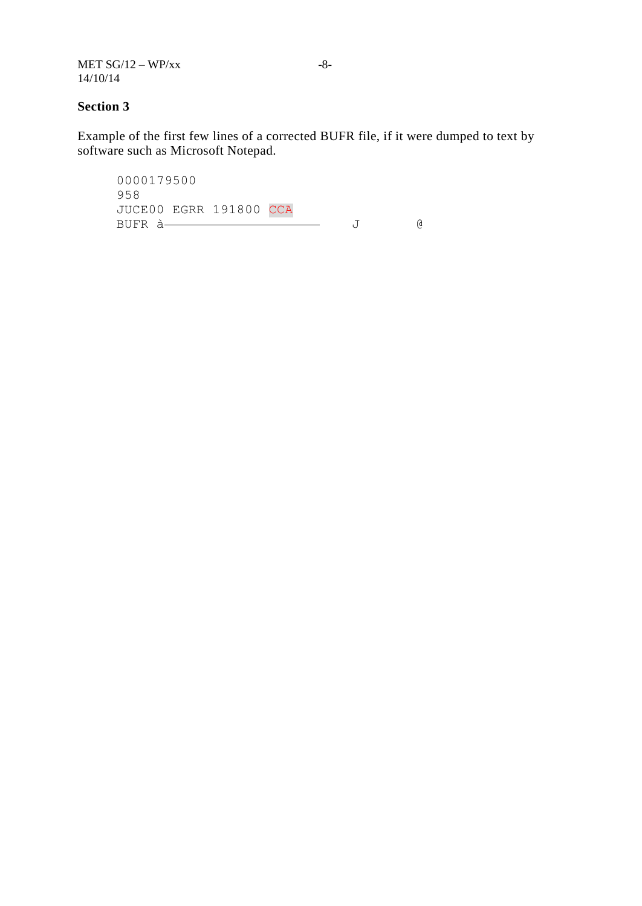**Section 3**

Example of the first few lines of a corrected BUFR file, if it were dumped to text by software such as Microsoft Notepad.

```
0000179500
958
JUCE00 EGRR 191800 CCA
BUFR à―――――――――――――――――――――――――       J         @
```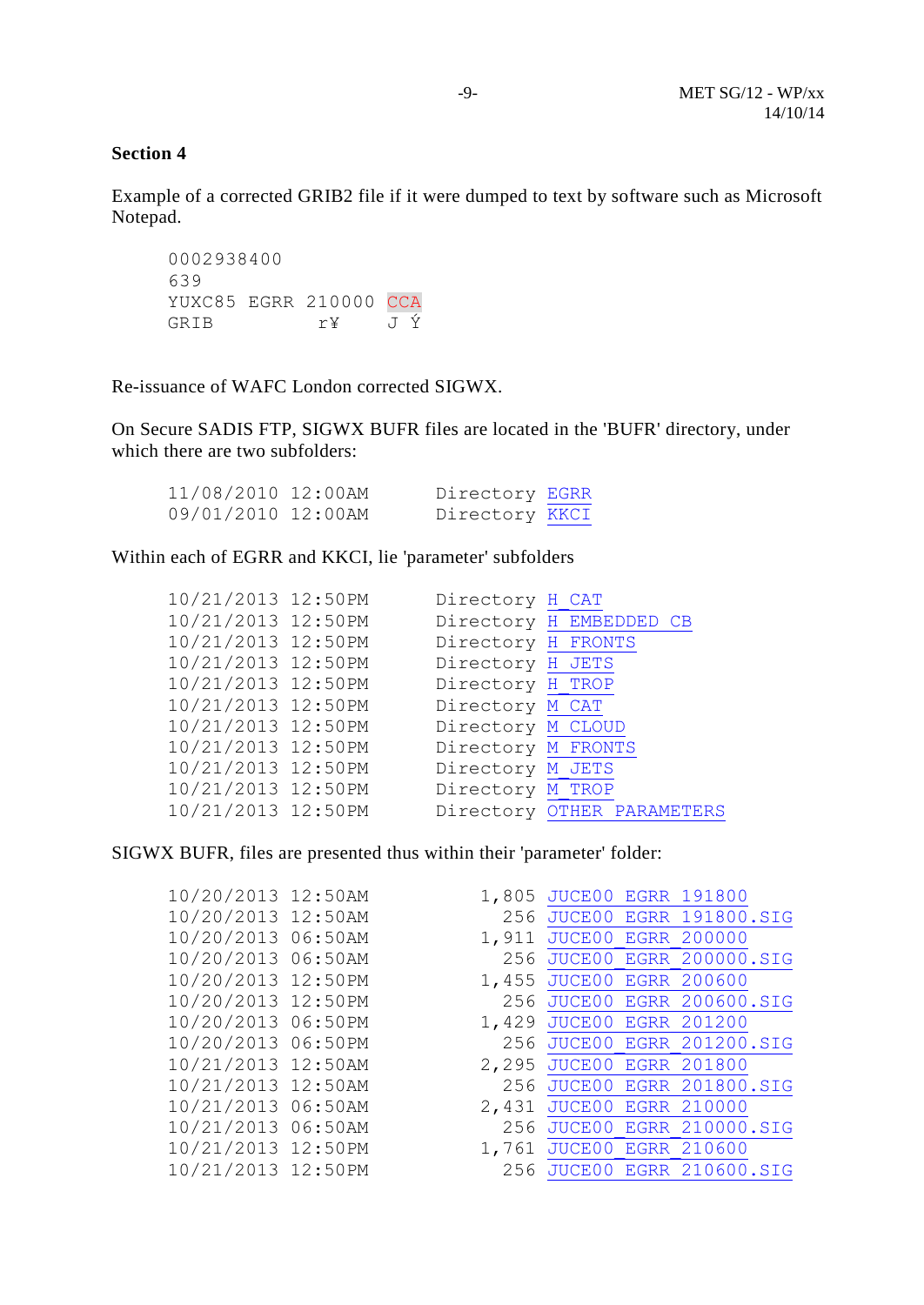## Section 4

Example of a corrected GRIB2 file if it were dumped to text by software such as Microsoft Notepad.

```
0002938400
639
YUXC85 EGRR 210000 CCA
GRIB          r¥    J Ý
```

Re-issuance of WAFC London corrected SIGWX.

On Secure SADIS FTP, SIGWX BUFR files are located in the 'BUFR' directory, under which there are two subfolders:

```
11/08/2010 12:00AM       Directory EGRR
09/01/2010 12:00AM       Directory KKCI
```

Within each of EGRR and KKCI, lie 'parameter' subfolders

```
10/21/2013 12:50PM       Directory H_CAT
10/21/2013 12:50PM       Directory H_EMBEDDED_CB
10/21/2013 12:50PM       Directory H_FRONTS
10/21/2013 12:50PM       Directory H_JETS
10/21/2013 12:50PM       Directory H_TROP
10/21/2013 12:50PM       Directory M_CAT
10/21/2013 12:50PM       Directory M_CLOUD
10/21/2013 12:50PM       Directory M_FRONTS
10/21/2013 12:50PM       Directory M_JETS
10/21/2013 12:50PM       Directory M_TROP
10/21/2013 12:50PM       Directory OTHER_PARAMETERS
```

SIGWX BUFR, files are presented thus within their 'parameter' folder:

```
10/20/2013 12:50AM            1,805 JUCE00_EGRR_191800
10/20/2013 12:50AM              256 JUCE00_EGRR_191800.SIG
10/20/2013 06:50AM            1,911 JUCE00_EGRR_200000
10/20/2013 06:50AM              256 JUCE00_EGRR_200000.SIG
10/20/2013 12:50PM            1,455 JUCE00_EGRR_200600
10/20/2013 12:50PM              256 JUCE00_EGRR_200600.SIG
10/20/2013 06:50PM            1,429 JUCE00_EGRR_201200
10/20/2013 06:50PM              256 JUCE00_EGRR_201200.SIG
10/21/2013 12:50AM            2,295 JUCE00_EGRR_201800
10/21/2013 12:50AM              256 JUCE00_EGRR_201800.SIG
10/21/2013 06:50AM            2,431 JUCE00_EGRR_210000
10/21/2013 06:50AM              256 JUCE00_EGRR_210000.SIG
10/21/2013 12:50PM            1,761 JUCE00_EGRR_210600
10/21/2013 12:50PM              256 JUCE00_EGRR_210600.SIG
```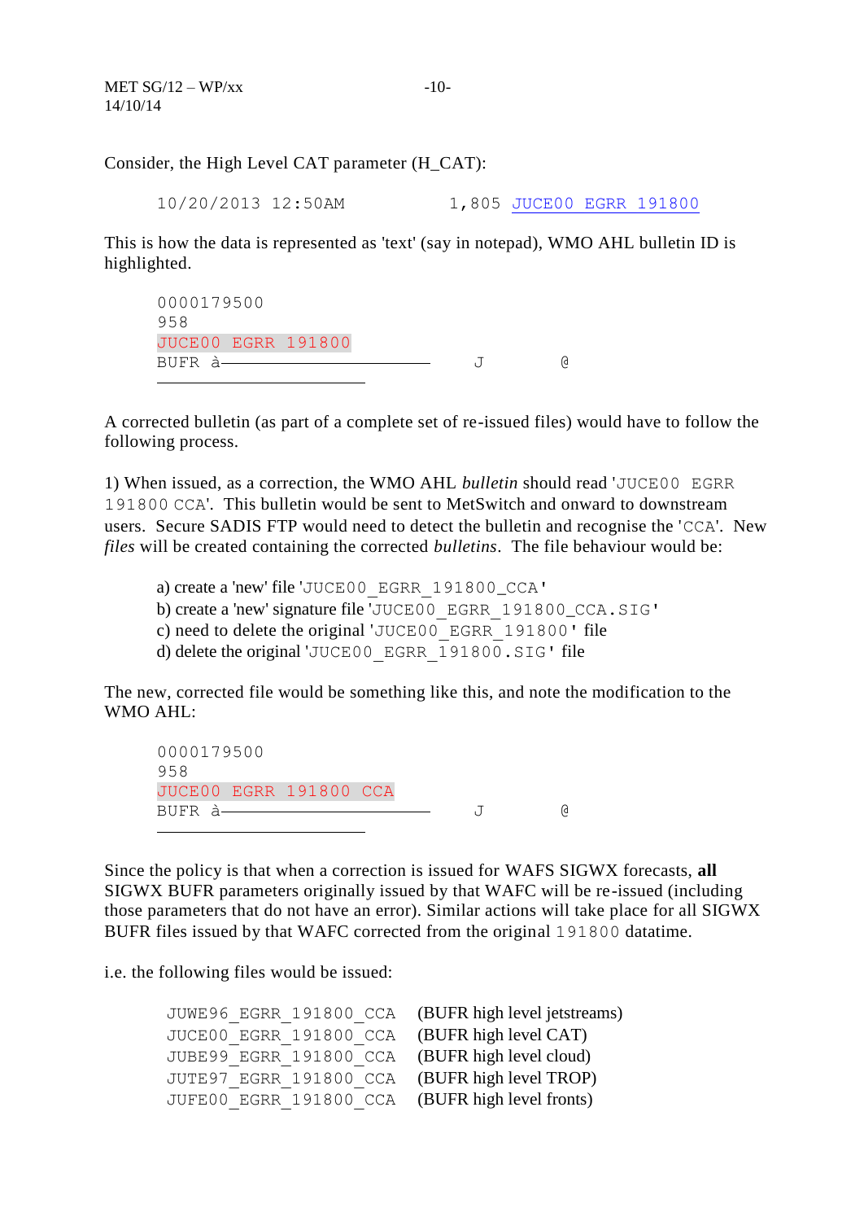Consider, the High Level CAT parameter (H_CAT):

```
10/20/2013 12:50AM          1,805 JUCE00 EGRR 191800
```

This is how the data is represented as 'text' (say in notepad), WMO AHL bulletin ID is highlighted.

```
0000179500
958
JUCE00 EGRR 191800
BUFR à                          J       @
```

A corrected bulletin (as part of a complete set of re-issued files) would have to follow the following process.

1) When issued, as a correction, the WMO AHL *bulletin* should read 'JUCE00 EGRR 191800 CCA'. This bulletin would be sent to MetSwitch and onward to downstream users. Secure SADIS FTP would need to detect the bulletin and recognise the 'CCA'. New *files* will be created containing the corrected *bulletins*. The file behaviour would be:

a) create a 'new' file 'JUCE00_EGRR_191800_CCA'
b) create a 'new' signature file 'JUCE00_EGRR_191800_CCA.SIG'
c) need to delete the original 'JUCE00_EGRR_191800' file
d) delete the original 'JUCE00_EGRR_191800.SIG' file

The new, corrected file would be something like this, and note the modification to the WMO AHL:

```
0000179500
958
JUCE00 EGRR 191800 CCA
BUFR à                          J       @
```

Since the policy is that when a correction is issued for WAFS SIGWX forecasts, **all** SIGWX BUFR parameters originally issued by that WAFC will be re-issued (including those parameters that do not have an error). Similar actions will take place for all SIGWX BUFR files issued by that WAFC corrected from the original 191800 datatime.

i.e. the following files would be issued:

```
JUWE96_EGRR_191800_CCA   (BUFR high level jetstreams)
JUCE00_EGRR_191800_CCA   (BUFR high level CAT)
JUBE99_EGRR_191800_CCA   (BUFR high level cloud)
JUTE97_EGRR_191800_CCA   (BUFR high level TROP)
JUFE00_EGRR_191800_CCA   (BUFR high level fronts)
```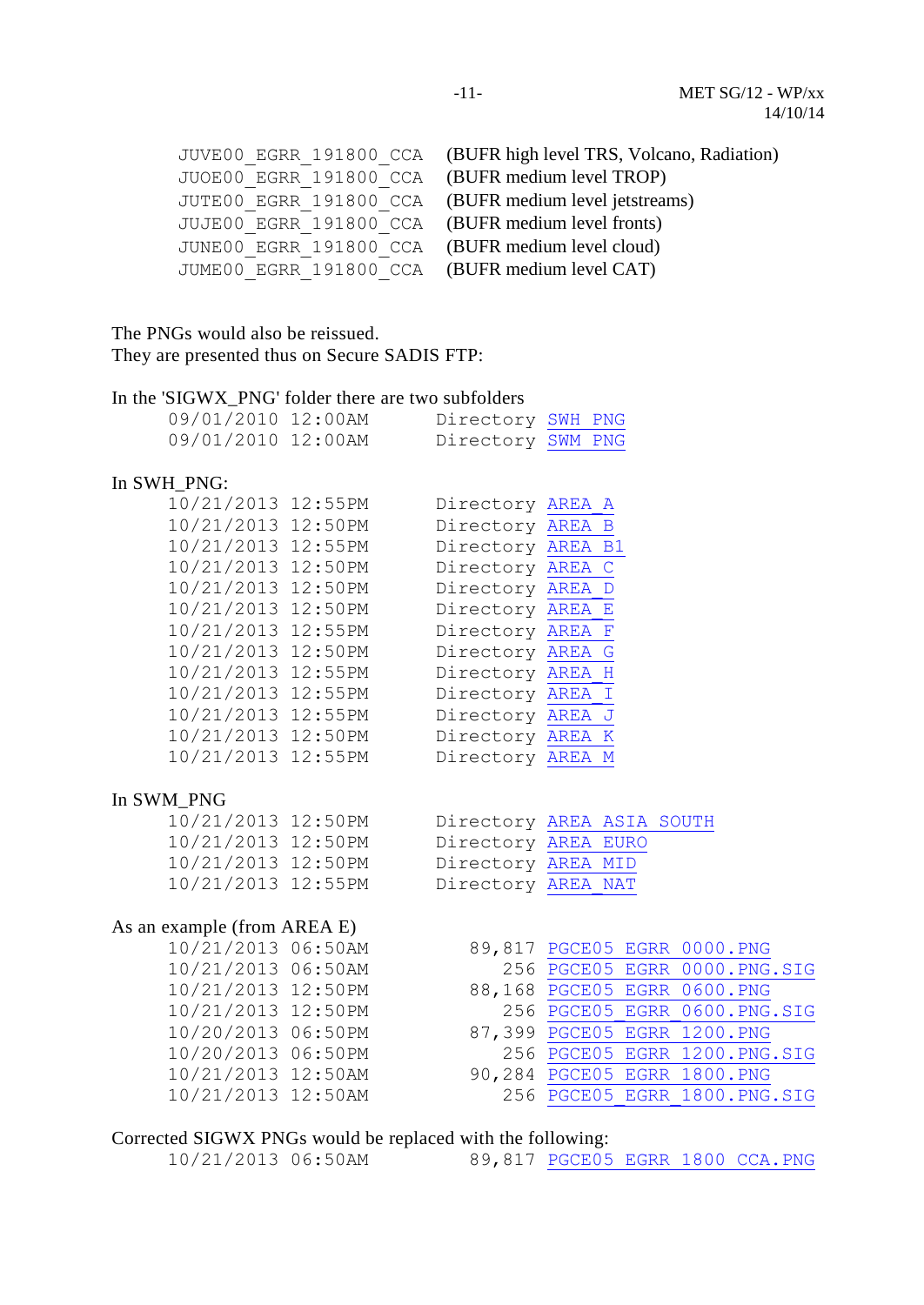```
JUVE00_EGRR_191800_CCA   (BUFR high level TRS, Volcano, Radiation)
JUOE00_EGRR_191800_CCA   (BUFR medium level TROP)
JUTE00_EGRR_191800_CCA   (BUFR medium level jetstreams)
JUJE00_EGRR_191800_CCA   (BUFR medium level fronts)
JUNE00_EGRR_191800_CCA   (BUFR medium level cloud)
JUME00_EGRR_191800_CCA   (BUFR medium level CAT)
```

The PNGs would also be reissued.
They are presented thus on Secure SADIS FTP:

In the 'SIGWX_PNG' folder there are two subfolders

```
09/01/2010 12:00AM       Directory SWH_PNG
09/01/2010 12:00AM       Directory SWM_PNG
```

In SWH_PNG:

```
10/21/2013 12:55PM       Directory AREA_A
10/21/2013 12:50PM       Directory AREA_B
10/21/2013 12:55PM       Directory AREA_B1
10/21/2013 12:50PM       Directory AREA_C
10/21/2013 12:50PM       Directory AREA_D
10/21/2013 12:50PM       Directory AREA_E
10/21/2013 12:55PM       Directory AREA_F
10/21/2013 12:50PM       Directory AREA_G
10/21/2013 12:55PM       Directory AREA_H
10/21/2013 12:55PM       Directory AREA_I
10/21/2013 12:55PM       Directory AREA_J
10/21/2013 12:50PM       Directory AREA_K
10/21/2013 12:55PM       Directory AREA_M
```

In SWM_PNG

```
10/21/2013 12:50PM       Directory AREA_ASIA_SOUTH
10/21/2013 12:50PM       Directory AREA_EURO
10/21/2013 12:50PM       Directory AREA_MID
10/21/2013 12:55PM       Directory AREA_NAT
```

As an example (from AREA E)

```
10/21/2013 06:50AM          89,817 PGCE05_EGRR_0000.PNG
10/21/2013 06:50AM             256 PGCE05_EGRR_0000.PNG.SIG
10/21/2013 12:50PM          88,168 PGCE05_EGRR_0600.PNG
10/21/2013 12:50PM             256 PGCE05_EGRR_0600.PNG.SIG
10/20/2013 06:50PM          87,399 PGCE05_EGRR_1200.PNG
10/20/2013 06:50PM             256 PGCE05_EGRR_1200.PNG.SIG
10/21/2013 12:50AM          90,284 PGCE05_EGRR_1800.PNG
10/21/2013 12:50AM             256 PGCE05_EGRR_1800.PNG.SIG
```

Corrected SIGWX PNGs would be replaced with the following:

```
10/21/2013 06:50AM          89,817 PGCE05_EGRR_1800_CCA.PNG
```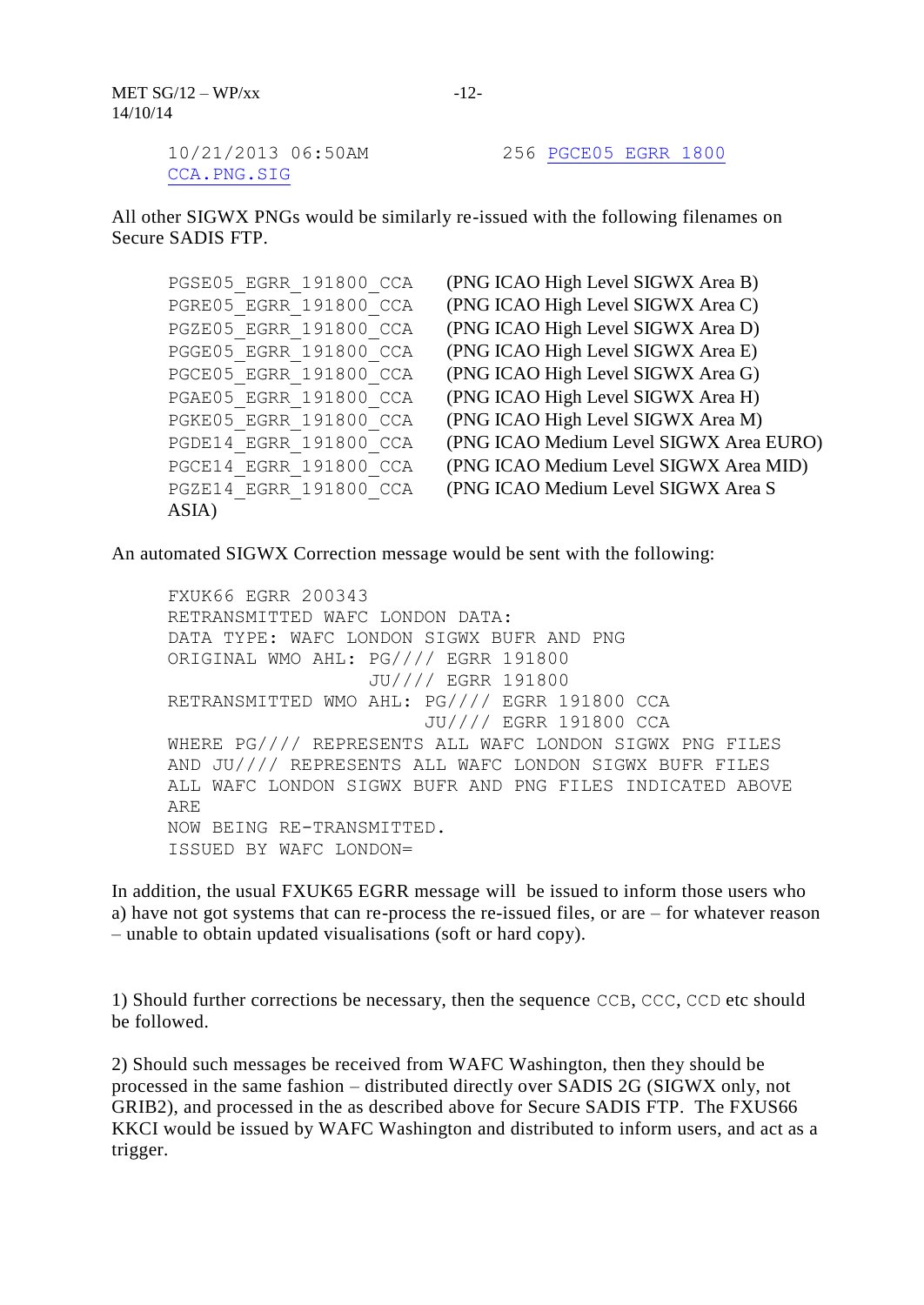```
10/21/2013 06:50AM                256 PGCE05 EGRR 1800
CCA.PNG.SIG
```

All other SIGWX PNGs would be similarly re-issued with the following filenames on Secure SADIS FTP.

| | |
|---|---|
| PGSE05_EGRR_191800_CCA | (PNG ICAO High Level SIGWX Area B) |
| PGRE05_EGRR_191800_CCA | (PNG ICAO High Level SIGWX Area C) |
| PGZE05_EGRR_191800_CCA | (PNG ICAO High Level SIGWX Area D) |
| PGGE05_EGRR_191800_CCA | (PNG ICAO High Level SIGWX Area E) |
| PGCE05_EGRR_191800_CCA | (PNG ICAO High Level SIGWX Area G) |
| PGAE05_EGRR_191800_CCA | (PNG ICAO High Level SIGWX Area H) |
| PGKE05_EGRR_191800_CCA | (PNG ICAO High Level SIGWX Area M) |
| PGDE14_EGRR_191800_CCA | (PNG ICAO Medium Level SIGWX Area EURO) |
| PGCE14_EGRR_191800_CCA | (PNG ICAO Medium Level SIGWX Area MID) |
| PGZE14_EGRR_191800_CCA | (PNG ICAO Medium Level SIGWX Area S ASIA) |

An automated SIGWX Correction message would be sent with the following:

```
FXUK66 EGRR 200343
RETRANSMITTED WAFC LONDON DATA:
DATA TYPE: WAFC LONDON SIGWX BUFR AND PNG
ORIGINAL WMO AHL: PG//// EGRR 191800
                  JU//// EGRR 191800
RETRANSMITTED WMO AHL: PG//// EGRR 191800 CCA
                       JU//// EGRR 191800 CCA
WHERE PG//// REPRESENTS ALL WAFC LONDON SIGWX PNG FILES
AND JU//// REPRESENTS ALL WAFC LONDON SIGWX BUFR FILES
ALL WAFC LONDON SIGWX BUFR AND PNG FILES INDICATED ABOVE
ARE
NOW BEING RE-TRANSMITTED.
ISSUED BY WAFC LONDON=
```

In addition, the usual FXUK65 EGRR message will be issued to inform those users who a) have not got systems that can re-process the re-issued files, or are – for whatever reason – unable to obtain updated visualisations (soft or hard copy).

1) Should further corrections be necessary, then the sequence CCB, CCC, CCD etc should be followed.

2) Should such messages be received from WAFC Washington, then they should be processed in the same fashion – distributed directly over SADIS 2G (SIGWX only, not GRIB2), and processed in the as described above for Secure SADIS FTP. The FXUS66 KKCI would be issued by WAFC Washington and distributed to inform users, and act as a trigger.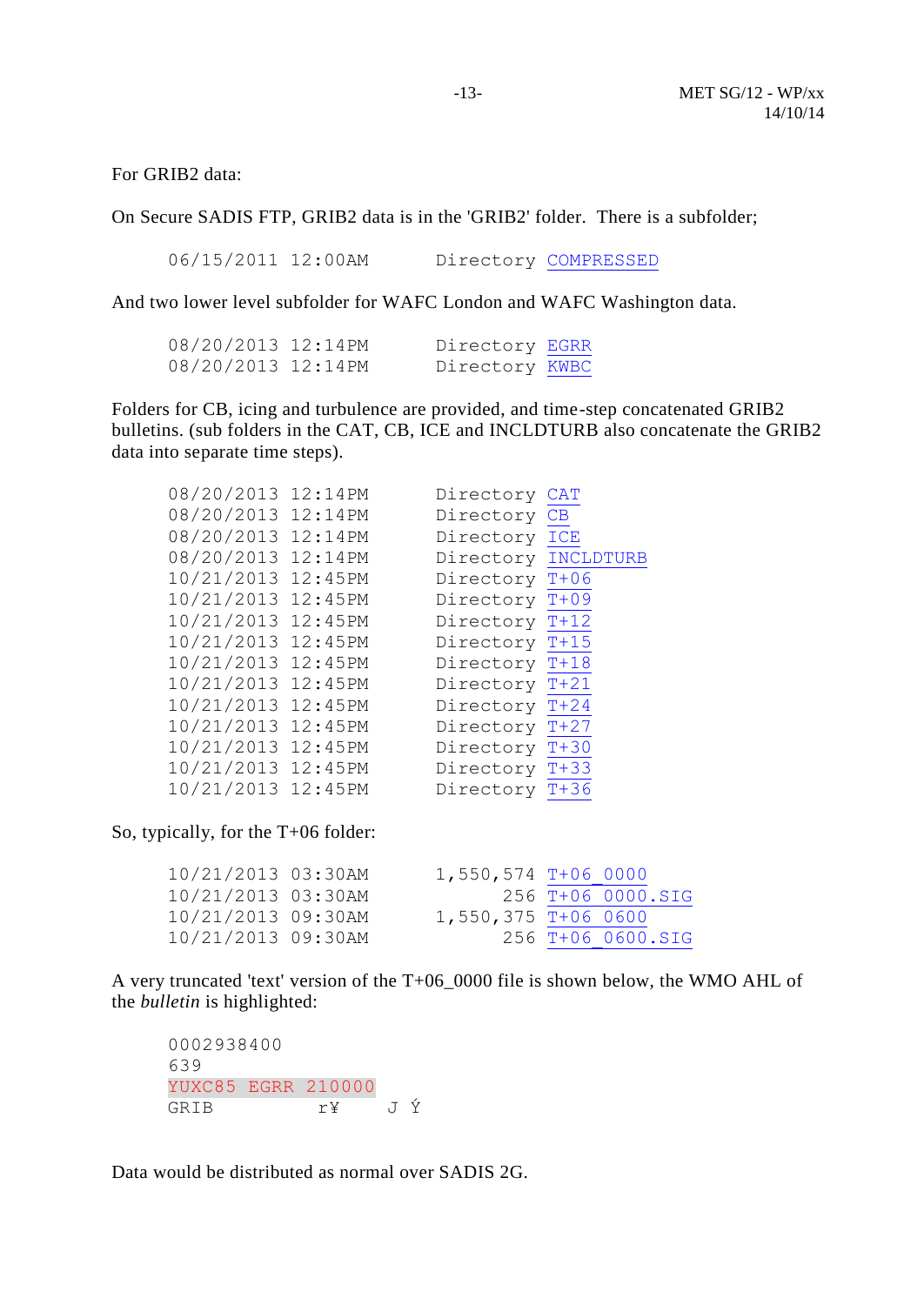For GRIB2 data:

On Secure SADIS FTP, GRIB2 data is in the 'GRIB2' folder.  There is a subfolder;

```
06/15/2011 12:00AM       Directory COMPRESSED
```

And two lower level subfolder for WAFC London and WAFC Washington data.

```
08/20/2013 12:14PM       Directory EGRR
08/20/2013 12:14PM       Directory KWBC
```

Folders for CB, icing and turbulence are provided, and time-step concatenated GRIB2 bulletins. (sub folders in the CAT, CB, ICE and INCLDTURB also concatenate the GRIB2 data into separate time steps).

```
08/20/2013 12:14PM       Directory CAT
08/20/2013 12:14PM       Directory CB
08/20/2013 12:14PM       Directory ICE
08/20/2013 12:14PM       Directory INCLDTURB
10/21/2013 12:45PM       Directory T+06
10/21/2013 12:45PM       Directory T+09
10/21/2013 12:45PM       Directory T+12
10/21/2013 12:45PM       Directory T+15
10/21/2013 12:45PM       Directory T+18
10/21/2013 12:45PM       Directory T+21
10/21/2013 12:45PM       Directory T+24
10/21/2013 12:45PM       Directory T+27
10/21/2013 12:45PM       Directory T+30
10/21/2013 12:45PM       Directory T+33
10/21/2013 12:45PM       Directory T+36
```

So, typically, for the T+06 folder:

```
10/21/2013 03:30AM       1,550,574 T+06_0000
10/21/2013 03:30AM             256 T+06_0000.SIG
10/21/2013 09:30AM       1,550,375 T+06_0600
10/21/2013 09:30AM             256 T+06_0600.SIG
```

A very truncated 'text' version of the T+06_0000 file is shown below, the WMO AHL of the *bulletin* is highlighted:

```
0002938400
639
YUXC85 EGRR 210000
GRIB          r¥     J Ý
```

Data would be distributed as normal over SADIS 2G.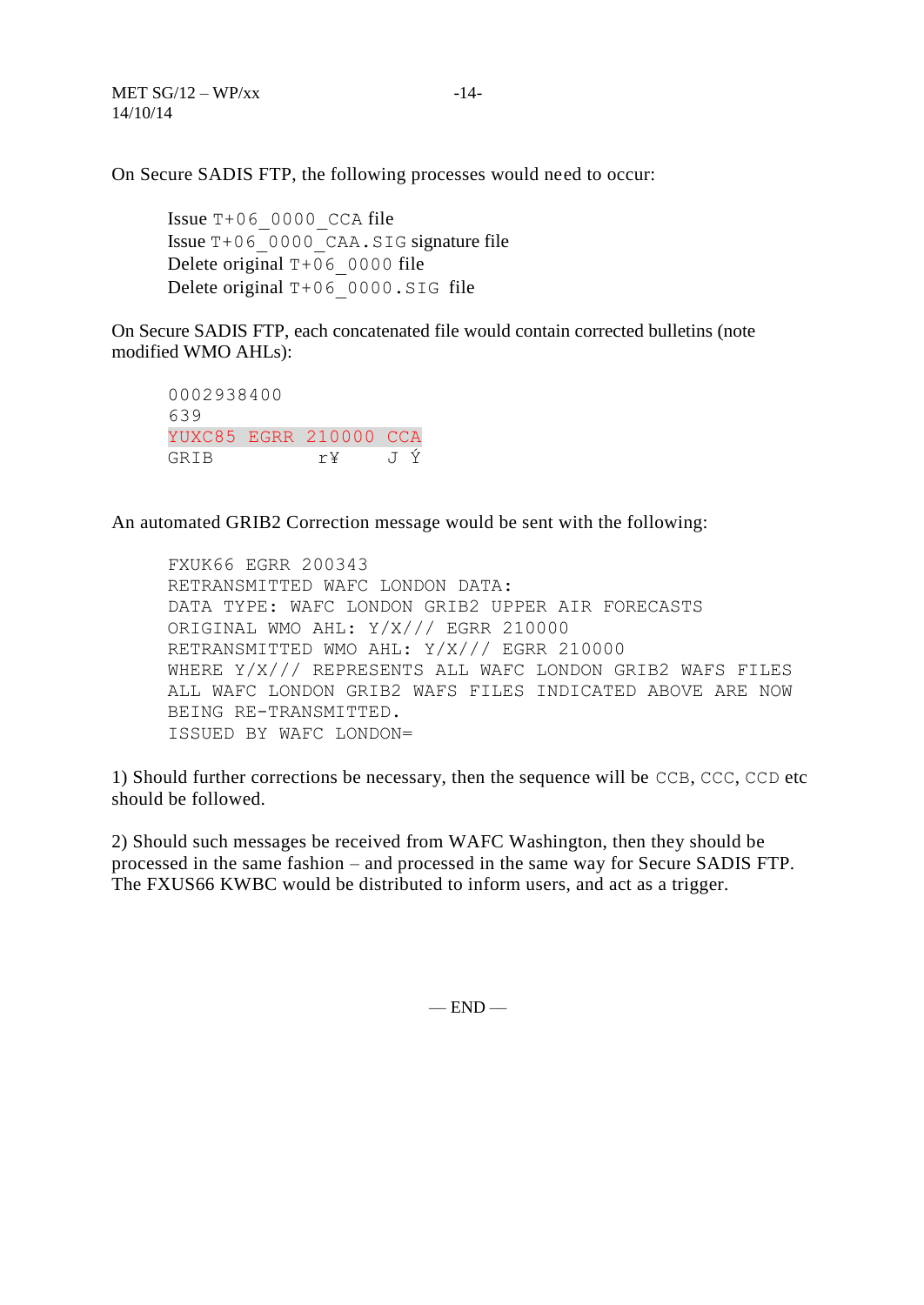On Secure SADIS FTP, the following processes would need to occur:

> Issue `T+06_0000_CCA` file
> Issue `T+06_0000_CAA.SIG` signature file
> Delete original `T+06_0000` file
> Delete original `T+06_0000.SIG` file

On Secure SADIS FTP, each concatenated file would contain corrected bulletins (note modified WMO AHLs):

```
0002938400
639
YUXC85 EGRR 210000 CCA
GRIB          r¥     J Ý
```

An automated GRIB2 Correction message would be sent with the following:

```
FXUK66 EGRR 200343
RETRANSMITTED WAFC LONDON DATA:
DATA TYPE: WAFC LONDON GRIB2 UPPER AIR FORECASTS
ORIGINAL WMO AHL: Y/X/// EGRR 210000
RETRANSMITTED WMO AHL: Y/X/// EGRR 210000
WHERE Y/X/// REPRESENTS ALL WAFC LONDON GRIB2 WAFS FILES
ALL WAFC LONDON GRIB2 WAFS FILES INDICATED ABOVE ARE NOW
BEING RE-TRANSMITTED.
ISSUED BY WAFC LONDON=
```

1) Should further corrections be necessary, then the sequence will be `CCB`, `CCC`, `CCD` etc should be followed.

2) Should such messages be received from WAFC Washington, then they should be processed in the same fashion – and processed in the same way for Secure SADIS FTP. The FXUS66 KWBC would be distributed to inform users, and act as a trigger.

— END —